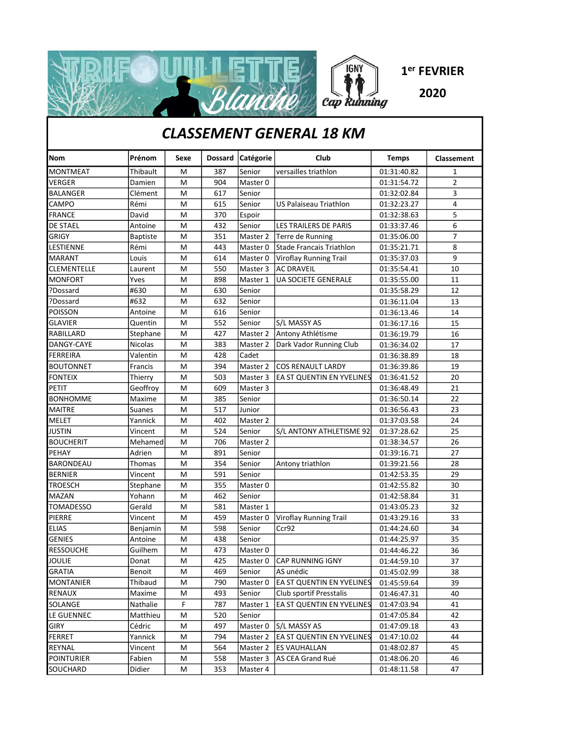TRIFOUILLETTE Blanche

IGNY Cap Running

1[er] FEVRIER 2020

# CLASSEMENT GENERAL 18 KM

| Nom | Prénom | Sexe | Dossard | Catégorie | Club | Temps | Classement |
|---|---|---|---|---|---|---|---|
| MONTMEAT | Thibault | M | 387 | Senior | versailles triathlon | 01:31:40.82 | 1 |
| VERGER | Damien | M | 904 | Master 0 | | 01:31:54.72 | 2 |
| BALANGER | Clément | M | 617 | Senior | | 01:32:02.84 | 3 |
| CAMPO | Rémi | M | 615 | Senior | US Palaiseau Triathlon | 01:32:23.27 | 4 |
| FRANCE | David | M | 370 | Espoir | | 01:32:38.63 | 5 |
| DE STAEL | Antoine | M | 432 | Senior | LES TRAILERS DE PARIS | 01:33:37.46 | 6 |
| GRIGY | Baptiste | M | 351 | Master 2 | Terre de Running | 01:35:06.00 | 7 |
| LESTIENNE | Rémi | M | 443 | Master 0 | Stade Francais Triathlon | 01:35:21.71 | 8 |
| MARANT | Louis | M | 614 | Master 0 | Viroflay Running Trail | 01:35:37.03 | 9 |
| CLEMENTELLE | Laurent | M | 550 | Master 3 | AC DRAVEIL | 01:35:54.41 | 10 |
| MONFORT | Yves | M | 898 | Master 1 | UA SOCIETE GENERALE | 01:35:55.00 | 11 |
| ?Dossard | #630 | M | 630 | Senior | | 01:35:58.29 | 12 |
| ?Dossard | #632 | M | 632 | Senior | | 01:36:11.04 | 13 |
| POISSON | Antoine | M | 616 | Senior | | 01:36:13.46 | 14 |
| GLAVIER | Quentin | M | 552 | Senior | S/L MASSY AS | 01:36:17.16 | 15 |
| RABILLARD | Stephane | M | 427 | Master 2 | Antony Athlétisme | 01:36:19.79 | 16 |
| DANGY-CAYE | Nicolas | M | 383 | Master 2 | Dark Vador Running Club | 01:36:34.02 | 17 |
| FERREIRA | Valentin | M | 428 | Cadet | | 01:36:38.89 | 18 |
| BOUTONNET | Francis | M | 394 | Master 2 | COS RENAULT LARDY | 01:36:39.86 | 19 |
| FONTEIX | Thierry | M | 503 | Master 3 | EA ST QUENTIN EN YVELINES | 01:36:41.52 | 20 |
| PETIT | Geoffroy | M | 609 | Master 3 | | 01:36:48.49 | 21 |
| BONHOMME | Maxime | M | 385 | Senior | | 01:36:50.14 | 22 |
| MAITRE | Suanes | M | 517 | Junior | | 01:36:56.43 | 23 |
| MELET | Yannick | M | 402 | Master 2 | | 01:37:03.58 | 24 |
| JUSTIN | Vincent | M | 524 | Senior | S/L ANTONY ATHLETISME 92 | 01:37:28.62 | 25 |
| BOUCHERIT | Mehamed | M | 706 | Master 2 | | 01:38:34.57 | 26 |
| PEHAY | Adrien | M | 891 | Senior | | 01:39:16.71 | 27 |
| BARONDEAU | Thomas | M | 354 | Senior | Antony triathlon | 01:39:21.56 | 28 |
| BERNIER | Vincent | M | 591 | Senior | | 01:42:53.35 | 29 |
| TROESCH | Stephane | M | 355 | Master 0 | | 01:42:55.82 | 30 |
| MAZAN | Yohann | M | 462 | Senior | | 01:42:58.84 | 31 |
| TOMADESSO | Gerald | M | 581 | Master 1 | | 01:43:05.23 | 32 |
| PIERRE | Vincent | M | 459 | Master 0 | Viroflay Running Trail | 01:43:29.16 | 33 |
| ELIAS | Benjamin | M | 598 | Senior | Ccr92 | 01:44:24.60 | 34 |
| GENIES | Antoine | M | 438 | Senior | | 01:44:25.97 | 35 |
| RESSOUCHE | Guilhem | M | 473 | Master 0 | | 01:44:46.22 | 36 |
| JOULIE | Donat | M | 425 | Master 0 | CAP RUNNING IGNY | 01:44:59.10 | 37 |
| GRATIA | Benoit | M | 469 | Senior | AS unédic | 01:45:02.99 | 38 |
| MONTANIER | Thibaud | M | 790 | Master 0 | EA ST QUENTIN EN YVELINES | 01:45:59.64 | 39 |
| RENAUX | Maxime | M | 493 | Senior | Club sportif Presstalis | 01:46:47.31 | 40 |
| SOLANGE | Nathalie | F | 787 | Master 1 | EA ST QUENTIN EN YVELINES | 01:47:03.94 | 41 |
| LE GUENNEC | Matthieu | M | 520 | Senior | | 01:47:05.84 | 42 |
| GIRY | Cédric | M | 497 | Master 0 | S/L MASSY AS | 01:47:09.18 | 43 |
| FERRET | Yannick | M | 794 | Master 2 | EA ST QUENTIN EN YVELINES | 01:47:10.02 | 44 |
| REYNAL | Vincent | M | 564 | Master 2 | ES VAUHALLAN | 01:48:02.87 | 45 |
| POINTURIER | Fabien | M | 558 | Master 3 | AS CEA Grand Rué | 01:48:06.20 | 46 |
| SOUCHARD | Didier | M | 353 | Master 4 | | 01:48:11.58 | 47 |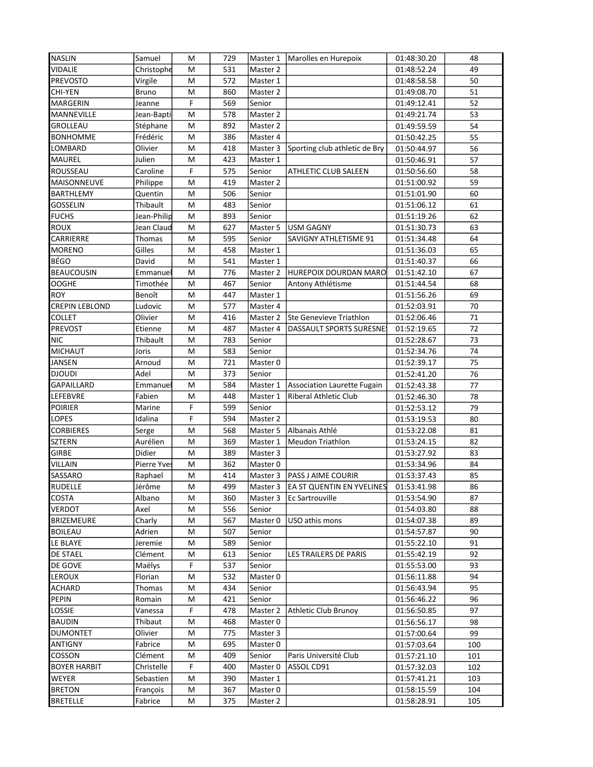| NASLIN | Samuel | M | 729 | Master 1 | Marolles en Hurepoix | 01:48:30.20 | 48 |
|---|---|---|---|---|---|---|---|
| VIDALIE | Christophe | M | 531 | Master 2 | | 01:48:52.24 | 49 |
| PREVOSTO | Virgile | M | 572 | Master 1 | | 01:48:58.58 | 50 |
| CHI-YEN | Bruno | M | 860 | Master 2 | | 01:49:08.70 | 51 |
| MARGERIN | Jeanne | F | 569 | Senior | | 01:49:12.41 | 52 |
| MANNEVILLE | Jean-Bapti | M | 578 | Master 2 | | 01:49:21.74 | 53 |
| GROLLEAU | Stéphane | M | 892 | Master 2 | | 01:49:59.59 | 54 |
| BONHOMME | Frédéric | M | 386 | Master 4 | | 01:50:42.25 | 55 |
| LOMBARD | Olivier | M | 418 | Master 3 | Sporting club athletic de Bry | 01:50:44.97 | 56 |
| MAUREL | Julien | M | 423 | Master 1 | | 01:50:46.91 | 57 |
| ROUSSEAU | Caroline | F | 575 | Senior | ATHLETIC CLUB SALEEN | 01:50:56.60 | 58 |
| MAISONNEUVE | Philippe | M | 419 | Master 2 | | 01:51:00.92 | 59 |
| BARTHLEMY | Quentin | M | 506 | Senior | | 01:51:01.90 | 60 |
| GOSSELIN | Thibault | M | 483 | Senior | | 01:51:06.12 | 61 |
| FUCHS | Jean-Philip | M | 893 | Senior | | 01:51:19.26 | 62 |
| ROUX | Jean Claud | M | 627 | Master 5 | USM GAGNY | 01:51:30.73 | 63 |
| CARRIERRE | Thomas | M | 595 | Senior | SAVIGNY ATHLETISME 91 | 01:51:34.48 | 64 |
| MORENO | Gilles | M | 458 | Master 1 | | 01:51:36.03 | 65 |
| BÉGO | David | M | 541 | Master 1 | | 01:51:40.37 | 66 |
| BEAUCOUSIN | Emmanuel | M | 776 | Master 2 | HUREPOIX DOURDAN MARO | 01:51:42.10 | 67 |
| OOGHE | Timothée | M | 467 | Senior | Antony Athlétisme | 01:51:44.54 | 68 |
| ROY | Benoît | M | 447 | Master 1 | | 01:51:56.26 | 69 |
| CREPIN LEBLOND | Ludovic | M | 577 | Master 4 | | 01:52:03.91 | 70 |
| COLLET | Olivier | M | 416 | Master 2 | Ste Genevieve Triathlon | 01:52:06.46 | 71 |
| PREVOST | Etienne | M | 487 | Master 4 | DASSAULT SPORTS SURESNE | 01:52:19.65 | 72 |
| NIC | Thibault | M | 783 | Senior | | 01:52:28.67 | 73 |
| MICHAUT | Joris | M | 583 | Senior | | 01:52:34.76 | 74 |
| JANSEN | Arnoud | M | 721 | Master 0 | | 01:52:39.17 | 75 |
| DJOUDI | Adel | M | 373 | Senior | | 01:52:41.20 | 76 |
| GAPAILLARD | Emmanuel | M | 584 | Master 1 | Association Laurette Fugain | 01:52:43.38 | 77 |
| LEFEBVRE | Fabien | M | 448 | Master 1 | Riberal Athletic Club | 01:52:46.30 | 78 |
| POIRIER | Marine | F | 599 | Senior | | 01:52:53.12 | 79 |
| LOPES | Idalina | F | 594 | Master 2 | | 01:53:19.53 | 80 |
| CORBIERES | Serge | M | 568 | Master 5 | Albanais Athlé | 01:53:22.08 | 81 |
| SZTERN | Aurélien | M | 369 | Master 1 | Meudon Triathlon | 01:53:24.15 | 82 |
| GIRBE | Didier | M | 389 | Master 3 | | 01:53:27.92 | 83 |
| VILLAIN | Pierre Yves | M | 362 | Master 0 | | 01:53:34.96 | 84 |
| SASSARO | Raphael | M | 414 | Master 3 | PASS J AIME COURIR | 01:53:37.43 | 85 |
| RUDELLE | Jérôme | M | 499 | Master 3 | EA ST QUENTIN EN YVELINES | 01:53:41.98 | 86 |
| COSTA | Albano | M | 360 | Master 3 | Ec Sartrouville | 01:53:54.90 | 87 |
| VERDOT | Axel | M | 556 | Senior | | 01:54:03.80 | 88 |
| BRIZEMEURE | Charly | M | 567 | Master 0 | USO athis mons | 01:54:07.38 | 89 |
| BOILEAU | Adrien | M | 507 | Senior | | 01:54:57.87 | 90 |
| LE BLAYE | Jeremie | M | 589 | Senior | | 01:55:22.10 | 91 |
| DE STAEL | Clément | M | 613 | Senior | LES TRAILERS DE PARIS | 01:55:42.19 | 92 |
| DE GOVE | Maëlys | F | 537 | Senior | | 01:55:53.00 | 93 |
| LEROUX | Florian | M | 532 | Master 0 | | 01:56:11.88 | 94 |
| ACHARD | Thomas | M | 434 | Senior | | 01:56:43.94 | 95 |
| PEPIN | Romain | M | 421 | Senior | | 01:56:46.22 | 96 |
| LOSSIE | Vanessa | F | 478 | Master 2 | Athletic Club Brunoy | 01:56:50.85 | 97 |
| BAUDIN | Thibaut | M | 468 | Master 0 | | 01:56:56.17 | 98 |
| DUMONTET | Olivier | M | 775 | Master 3 | | 01:57:00.64 | 99 |
| ANTIGNY | Fabrice | M | 695 | Master 0 | | 01:57:03.64 | 100 |
| COSSON | Clément | M | 409 | Senior | Paris Université Club | 01:57:21.10 | 101 |
| BOYER HARBIT | Christelle | F | 400 | Master 0 | ASSOL CD91 | 01:57:32.03 | 102 |
| WEYER | Sebastien | M | 390 | Master 1 | | 01:57:41.21 | 103 |
| BRETON | François | M | 367 | Master 0 | | 01:58:15.59 | 104 |
| BRETELLE | Fabrice | M | 375 | Master 2 | | 01:58:28.91 | 105 |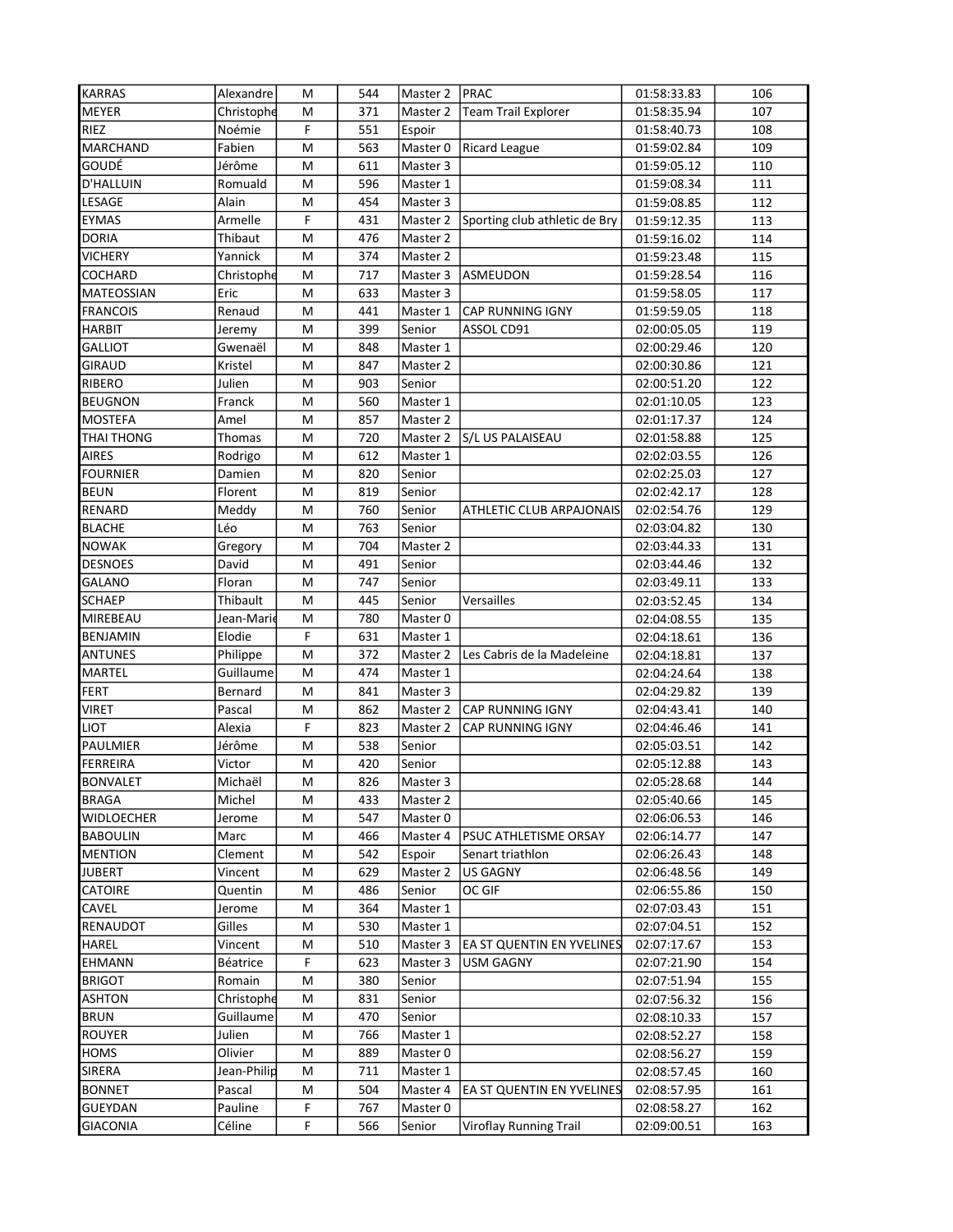| | | | | | | | |
|---|---|---|---|---|---|---|---|
| KARRAS | Alexandre | M | 544 | Master 2 | PRAC | 01:58:33.83 | 106 |
| MEYER | Christophe | M | 371 | Master 2 | Team Trail Explorer | 01:58:35.94 | 107 |
| RIEZ | Noémie | F | 551 | Espoir | | 01:58:40.73 | 108 |
| MARCHAND | Fabien | M | 563 | Master 0 | Ricard League | 01:59:02.84 | 109 |
| GOUDÉ | Jérôme | M | 611 | Master 3 | | 01:59:05.12 | 110 |
| D'HALLUIN | Romuald | M | 596 | Master 1 | | 01:59:08.34 | 111 |
| LESAGE | Alain | M | 454 | Master 3 | | 01:59:08.85 | 112 |
| EYMAS | Armelle | F | 431 | Master 2 | Sporting club athletic de Bry | 01:59:12.35 | 113 |
| DORIA | Thibaut | M | 476 | Master 2 | | 01:59:16.02 | 114 |
| VICHERY | Yannick | M | 374 | Master 2 | | 01:59:23.48 | 115 |
| COCHARD | Christophe | M | 717 | Master 3 | ASMEUDON | 01:59:28.54 | 116 |
| MATEOSSIAN | Eric | M | 633 | Master 3 | | 01:59:58.05 | 117 |
| FRANCOIS | Renaud | M | 441 | Master 1 | CAP RUNNING IGNY | 01:59:59.05 | 118 |
| HARBIT | Jeremy | M | 399 | Senior | ASSOL CD91 | 02:00:05.05 | 119 |
| GALLIOT | Gwenaël | M | 848 | Master 1 | | 02:00:29.46 | 120 |
| GIRAUD | Kristel | M | 847 | Master 2 | | 02:00:30.86 | 121 |
| RIBERO | Julien | M | 903 | Senior | | 02:00:51.20 | 122 |
| BEUGNON | Franck | M | 560 | Master 1 | | 02:01:10.05 | 123 |
| MOSTEFA | Amel | M | 857 | Master 2 | | 02:01:17.37 | 124 |
| THAI THONG | Thomas | M | 720 | Master 2 | S/L US PALAISEAU | 02:01:58.88 | 125 |
| AIRES | Rodrigo | M | 612 | Master 1 | | 02:02:03.55 | 126 |
| FOURNIER | Damien | M | 820 | Senior | | 02:02:25.03 | 127 |
| BEUN | Florent | M | 819 | Senior | | 02:02:42.17 | 128 |
| RENARD | Meddy | M | 760 | Senior | ATHLETIC CLUB ARPAJONAIS | 02:02:54.76 | 129 |
| BLACHE | Léo | M | 763 | Senior | | 02:03:04.82 | 130 |
| NOWAK | Gregory | M | 704 | Master 2 | | 02:03:44.33 | 131 |
| DESNOES | David | M | 491 | Senior | | 02:03:44.46 | 132 |
| GALANO | Floran | M | 747 | Senior | | 02:03:49.11 | 133 |
| SCHAEP | Thibault | M | 445 | Senior | Versailles | 02:03:52.45 | 134 |
| MIREBEAU | Jean-Marie | M | 780 | Master 0 | | 02:04:08.55 | 135 |
| BENJAMIN | Elodie | F | 631 | Master 1 | | 02:04:18.61 | 136 |
| ANTUNES | Philippe | M | 372 | Master 2 | Les Cabris de la Madeleine | 02:04:18.81 | 137 |
| MARTEL | Guillaume | M | 474 | Master 1 | | 02:04:24.64 | 138 |
| FERT | Bernard | M | 841 | Master 3 | | 02:04:29.82 | 139 |
| VIRET | Pascal | M | 862 | Master 2 | CAP RUNNING IGNY | 02:04:43.41 | 140 |
| LIOT | Alexia | F | 823 | Master 2 | CAP RUNNING IGNY | 02:04:46.46 | 141 |
| PAULMIER | Jérôme | M | 538 | Senior | | 02:05:03.51 | 142 |
| FERREIRA | Victor | M | 420 | Senior | | 02:05:12.88 | 143 |
| BONVALET | Michaël | M | 826 | Master 3 | | 02:05:28.68 | 144 |
| BRAGA | Michel | M | 433 | Master 2 | | 02:05:40.66 | 145 |
| WIDLOECHER | Jerome | M | 547 | Master 0 | | 02:06:06.53 | 146 |
| BABOULIN | Marc | M | 466 | Master 4 | PSUC ATHLETISME ORSAY | 02:06:14.77 | 147 |
| MENTION | Clement | M | 542 | Espoir | Senart triathlon | 02:06:26.43 | 148 |
| JUBERT | Vincent | M | 629 | Master 2 | US GAGNY | 02:06:48.56 | 149 |
| CATOIRE | Quentin | M | 486 | Senior | OC GIF | 02:06:55.86 | 150 |
| CAVEL | Jerome | M | 364 | Master 1 | | 02:07:03.43 | 151 |
| RENAUDOT | Gilles | M | 530 | Master 1 | | 02:07:04.51 | 152 |
| HAREL | Vincent | M | 510 | Master 3 | EA ST QUENTIN EN YVELINES | 02:07:17.67 | 153 |
| EHMANN | Béatrice | F | 623 | Master 3 | USM GAGNY | 02:07:21.90 | 154 |
| BRIGOT | Romain | M | 380 | Senior | | 02:07:51.94 | 155 |
| ASHTON | Christophe | M | 831 | Senior | | 02:07:56.32 | 156 |
| BRUN | Guillaume | M | 470 | Senior | | 02:08:10.33 | 157 |
| ROUYER | Julien | M | 766 | Master 1 | | 02:08:52.27 | 158 |
| HOMS | Olivier | M | 889 | Master 0 | | 02:08:56.27 | 159 |
| SIRERA | Jean-Philip | M | 711 | Master 1 | | 02:08:57.45 | 160 |
| BONNET | Pascal | M | 504 | Master 4 | EA ST QUENTIN EN YVELINES | 02:08:57.95 | 161 |
| GUEYDAN | Pauline | F | 767 | Master 0 | | 02:08:58.27 | 162 |
| GIACONIA | Céline | F | 566 | Senior | Viroflay Running Trail | 02:09:00.51 | 163 |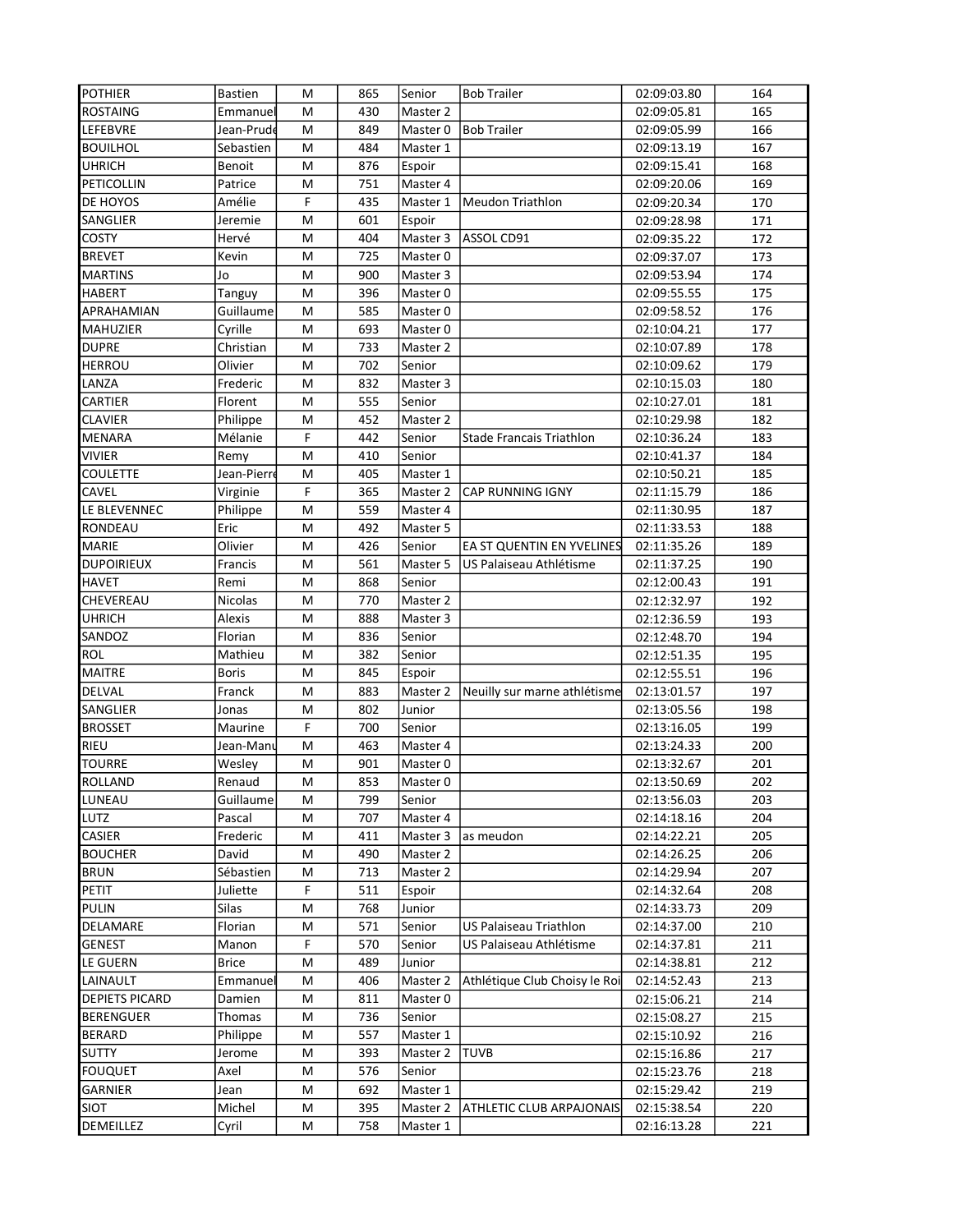| POTHIER | Bastien | M | 865 | Senior | Bob Trailer | 02:09:03.80 | 164 |
|---|---|---|---|---|---|---|---|
| ROSTAING | Emmanuel | M | 430 | Master 2 | | 02:09:05.81 | 165 |
| LEFEBVRE | Jean-Prude | M | 849 | Master 0 | Bob Trailer | 02:09:05.99 | 166 |
| BOUILHOL | Sebastien | M | 484 | Master 1 | | 02:09:13.19 | 167 |
| UHRICH | Benoit | M | 876 | Espoir | | 02:09:15.41 | 168 |
| PETICOLLIN | Patrice | M | 751 | Master 4 | | 02:09:20.06 | 169 |
| DE HOYOS | Amélie | F | 435 | Master 1 | Meudon Triathlon | 02:09:20.34 | 170 |
| SANGLIER | Jeremie | M | 601 | Espoir | | 02:09:28.98 | 171 |
| COSTY | Hervé | M | 404 | Master 3 | ASSOL CD91 | 02:09:35.22 | 172 |
| BREVET | Kevin | M | 725 | Master 0 | | 02:09:37.07 | 173 |
| MARTINS | Jo | M | 900 | Master 3 | | 02:09:53.94 | 174 |
| HABERT | Tanguy | M | 396 | Master 0 | | 02:09:55.55 | 175 |
| APRAHAMIAN | Guillaume | M | 585 | Master 0 | | 02:09:58.52 | 176 |
| MAHUZIER | Cyrille | M | 693 | Master 0 | | 02:10:04.21 | 177 |
| DUPRE | Christian | M | 733 | Master 2 | | 02:10:07.89 | 178 |
| HERROU | Olivier | M | 702 | Senior | | 02:10:09.62 | 179 |
| LANZA | Frederic | M | 832 | Master 3 | | 02:10:15.03 | 180 |
| CARTIER | Florent | M | 555 | Senior | | 02:10:27.01 | 181 |
| CLAVIER | Philippe | M | 452 | Master 2 | | 02:10:29.98 | 182 |
| MENARA | Mélanie | F | 442 | Senior | Stade Francais Triathlon | 02:10:36.24 | 183 |
| VIVIER | Remy | M | 410 | Senior | | 02:10:41.37 | 184 |
| COULETTE | Jean-Pierre | M | 405 | Master 1 | | 02:10:50.21 | 185 |
| CAVEL | Virginie | F | 365 | Master 2 | CAP RUNNING IGNY | 02:11:15.79 | 186 |
| LE BLEVENNEC | Philippe | M | 559 | Master 4 | | 02:11:30.95 | 187 |
| RONDEAU | Eric | M | 492 | Master 5 | | 02:11:33.53 | 188 |
| MARIE | Olivier | M | 426 | Senior | EA ST QUENTIN EN YVELINES | 02:11:35.26 | 189 |
| DUPOIRIEUX | Francis | M | 561 | Master 5 | US Palaiseau Athlétisme | 02:11:37.25 | 190 |
| HAVET | Remi | M | 868 | Senior | | 02:12:00.43 | 191 |
| CHEVEREAU | Nicolas | M | 770 | Master 2 | | 02:12:32.97 | 192 |
| UHRICH | Alexis | M | 888 | Master 3 | | 02:12:36.59 | 193 |
| SANDOZ | Florian | M | 836 | Senior | | 02:12:48.70 | 194 |
| ROL | Mathieu | M | 382 | Senior | | 02:12:51.35 | 195 |
| MAITRE | Boris | M | 845 | Espoir | | 02:12:55.51 | 196 |
| DELVAL | Franck | M | 883 | Master 2 | Neuilly sur marne athlétisme | 02:13:01.57 | 197 |
| SANGLIER | Jonas | M | 802 | Junior | | 02:13:05.56 | 198 |
| BROSSET | Maurine | F | 700 | Senior | | 02:13:16.05 | 199 |
| RIEU | Jean-Manu | M | 463 | Master 4 | | 02:13:24.33 | 200 |
| TOURRE | Wesley | M | 901 | Master 0 | | 02:13:32.67 | 201 |
| ROLLAND | Renaud | M | 853 | Master 0 | | 02:13:50.69 | 202 |
| LUNEAU | Guillaume | M | 799 | Senior | | 02:13:56.03 | 203 |
| LUTZ | Pascal | M | 707 | Master 4 | | 02:14:18.16 | 204 |
| CASIER | Frederic | M | 411 | Master 3 | as meudon | 02:14:22.21 | 205 |
| BOUCHER | David | M | 490 | Master 2 | | 02:14:26.25 | 206 |
| BRUN | Sébastien | M | 713 | Master 2 | | 02:14:29.94 | 207 |
| PETIT | Juliette | F | 511 | Espoir | | 02:14:32.64 | 208 |
| PULIN | Silas | M | 768 | Junior | | 02:14:33.73 | 209 |
| DELAMARE | Florian | M | 571 | Senior | US Palaiseau Triathlon | 02:14:37.00 | 210 |
| GENEST | Manon | F | 570 | Senior | US Palaiseau Athlétisme | 02:14:37.81 | 211 |
| LE GUERN | Brice | M | 489 | Junior | | 02:14:38.81 | 212 |
| LAINAULT | Emmanuel | M | 406 | Master 2 | Athlétique Club Choisy le Roi | 02:14:52.43 | 213 |
| DEPIETS PICARD | Damien | M | 811 | Master 0 | | 02:15:06.21 | 214 |
| BERENGUER | Thomas | M | 736 | Senior | | 02:15:08.27 | 215 |
| BERARD | Philippe | M | 557 | Master 1 | | 02:15:10.92 | 216 |
| SUTTY | Jerome | M | 393 | Master 2 | TUVB | 02:15:16.86 | 217 |
| FOUQUET | Axel | M | 576 | Senior | | 02:15:23.76 | 218 |
| GARNIER | Jean | M | 692 | Master 1 | | 02:15:29.42 | 219 |
| SIOT | Michel | M | 395 | Master 2 | ATHLETIC CLUB ARPAJONAIS | 02:15:38.54 | 220 |
| DEMEILLEZ | Cyril | M | 758 | Master 1 | | 02:16:13.28 | 221 |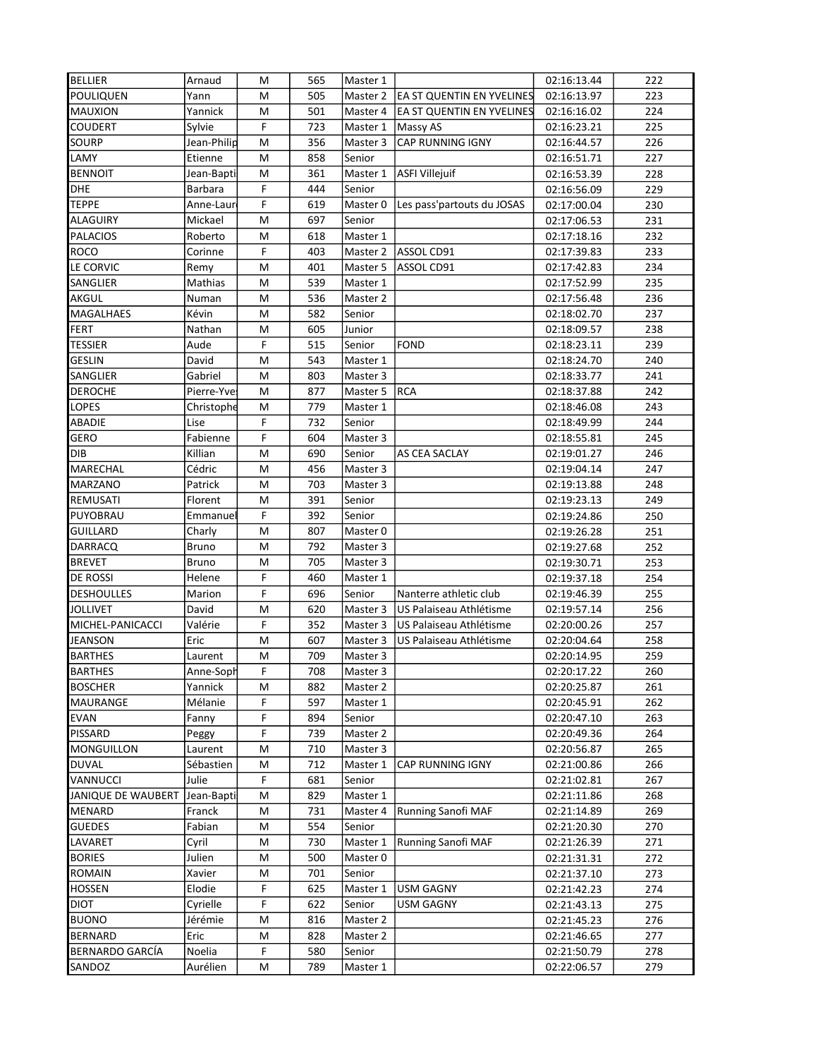| BELLIER | Arnaud | M | 565 | Master 1 | | 02:16:13.44 | 222 |
|---|---|---|---|---|---|---|---|
| POULIQUEN | Yann | M | 505 | Master 2 | EA ST QUENTIN EN YVELINES | 02:16:13.97 | 223 |
| MAUXION | Yannick | M | 501 | Master 4 | EA ST QUENTIN EN YVELINES | 02:16:16.02 | 224 |
| COUDERT | Sylvie | F | 723 | Master 1 | Massy AS | 02:16:23.21 | 225 |
| SOURP | Jean-Philip | M | 356 | Master 3 | CAP RUNNING IGNY | 02:16:44.57 | 226 |
| LAMY | Etienne | M | 858 | Senior | | 02:16:51.71 | 227 |
| BENNOIT | Jean-Bapti | M | 361 | Master 1 | ASFI Villejuif | 02:16:53.39 | 228 |
| DHE | Barbara | F | 444 | Senior | | 02:16:56.09 | 229 |
| TEPPE | Anne-Laur | F | 619 | Master 0 | Les pass'partouts du JOSAS | 02:17:00.04 | 230 |
| ALAGUIRY | Mickael | M | 697 | Senior | | 02:17:06.53 | 231 |
| PALACIOS | Roberto | M | 618 | Master 1 | | 02:17:18.16 | 232 |
| ROCO | Corinne | F | 403 | Master 2 | ASSOL CD91 | 02:17:39.83 | 233 |
| LE CORVIC | Remy | M | 401 | Master 5 | ASSOL CD91 | 02:17:42.83 | 234 |
| SANGLIER | Mathias | M | 539 | Master 1 | | 02:17:52.99 | 235 |
| AKGUL | Numan | M | 536 | Master 2 | | 02:17:56.48 | 236 |
| MAGALHAES | Kévin | M | 582 | Senior | | 02:18:02.70 | 237 |
| FERT | Nathan | M | 605 | Junior | | 02:18:09.57 | 238 |
| TESSIER | Aude | F | 515 | Senior | FOND | 02:18:23.11 | 239 |
| GESLIN | David | M | 543 | Master 1 | | 02:18:24.70 | 240 |
| SANGLIER | Gabriel | M | 803 | Master 3 | | 02:18:33.77 | 241 |
| DEROCHE | Pierre-Yve | M | 877 | Master 5 | RCA | 02:18:37.88 | 242 |
| LOPES | Christophe | M | 779 | Master 1 | | 02:18:46.08 | 243 |
| ABADIE | Lise | F | 732 | Senior | | 02:18:49.99 | 244 |
| GERO | Fabienne | F | 604 | Master 3 | | 02:18:55.81 | 245 |
| DIB | Killian | M | 690 | Senior | AS CEA SACLAY | 02:19:01.27 | 246 |
| MARECHAL | Cédric | M | 456 | Master 3 | | 02:19:04.14 | 247 |
| MARZANO | Patrick | M | 703 | Master 3 | | 02:19:13.88 | 248 |
| REMUSATI | Florent | M | 391 | Senior | | 02:19:23.13 | 249 |
| PUYOBRAU | Emmanuel | F | 392 | Senior | | 02:19:24.86 | 250 |
| GUILLARD | Charly | M | 807 | Master 0 | | 02:19:26.28 | 251 |
| DARRACQ | Bruno | M | 792 | Master 3 | | 02:19:27.68 | 252 |
| BREVET | Bruno | M | 705 | Master 3 | | 02:19:30.71 | 253 |
| DE ROSSI | Helene | F | 460 | Master 1 | | 02:19:37.18 | 254 |
| DESHOULLES | Marion | F | 696 | Senior | Nanterre athletic club | 02:19:46.39 | 255 |
| JOLLIVET | David | M | 620 | Master 3 | US Palaiseau Athlétisme | 02:19:57.14 | 256 |
| MICHEL-PANICACCI | Valérie | F | 352 | Master 3 | US Palaiseau Athlétisme | 02:20:00.26 | 257 |
| JEANSON | Eric | M | 607 | Master 3 | US Palaiseau Athlétisme | 02:20:04.64 | 258 |
| BARTHES | Laurent | M | 709 | Master 3 | | 02:20:14.95 | 259 |
| BARTHES | Anne-Soph | F | 708 | Master 3 | | 02:20:17.22 | 260 |
| BOSCHER | Yannick | M | 882 | Master 2 | | 02:20:25.87 | 261 |
| MAURANGE | Mélanie | F | 597 | Master 1 | | 02:20:45.91 | 262 |
| EVAN | Fanny | F | 894 | Senior | | 02:20:47.10 | 263 |
| PISSARD | Peggy | F | 739 | Master 2 | | 02:20:49.36 | 264 |
| MONGUILLON | Laurent | M | 710 | Master 3 | | 02:20:56.87 | 265 |
| DUVAL | Sébastien | M | 712 | Master 1 | CAP RUNNING IGNY | 02:21:00.86 | 266 |
| VANNUCCI | Julie | F | 681 | Senior | | 02:21:02.81 | 267 |
| JANIQUE DE WAUBERT | Jean-Bapti | M | 829 | Master 1 | | 02:21:11.86 | 268 |
| MENARD | Franck | M | 731 | Master 4 | Running Sanofi MAF | 02:21:14.89 | 269 |
| GUEDES | Fabian | M | 554 | Senior | | 02:21:20.30 | 270 |
| LAVARET | Cyril | M | 730 | Master 1 | Running Sanofi MAF | 02:21:26.39 | 271 |
| BORIES | Julien | M | 500 | Master 0 | | 02:21:31.31 | 272 |
| ROMAIN | Xavier | M | 701 | Senior | | 02:21:37.10 | 273 |
| HOSSEN | Elodie | F | 625 | Master 1 | USM GAGNY | 02:21:42.23 | 274 |
| DIOT | Cyrielle | F | 622 | Senior | USM GAGNY | 02:21:43.13 | 275 |
| BUONO | Jérémie | M | 816 | Master 2 | | 02:21:45.23 | 276 |
| BERNARD | Eric | M | 828 | Master 2 | | 02:21:46.65 | 277 |
| BERNARDO GARCÍA | Noelia | F | 580 | Senior | | 02:21:50.79 | 278 |
| SANDOZ | Aurélien | M | 789 | Master 1 | | 02:22:06.57 | 279 |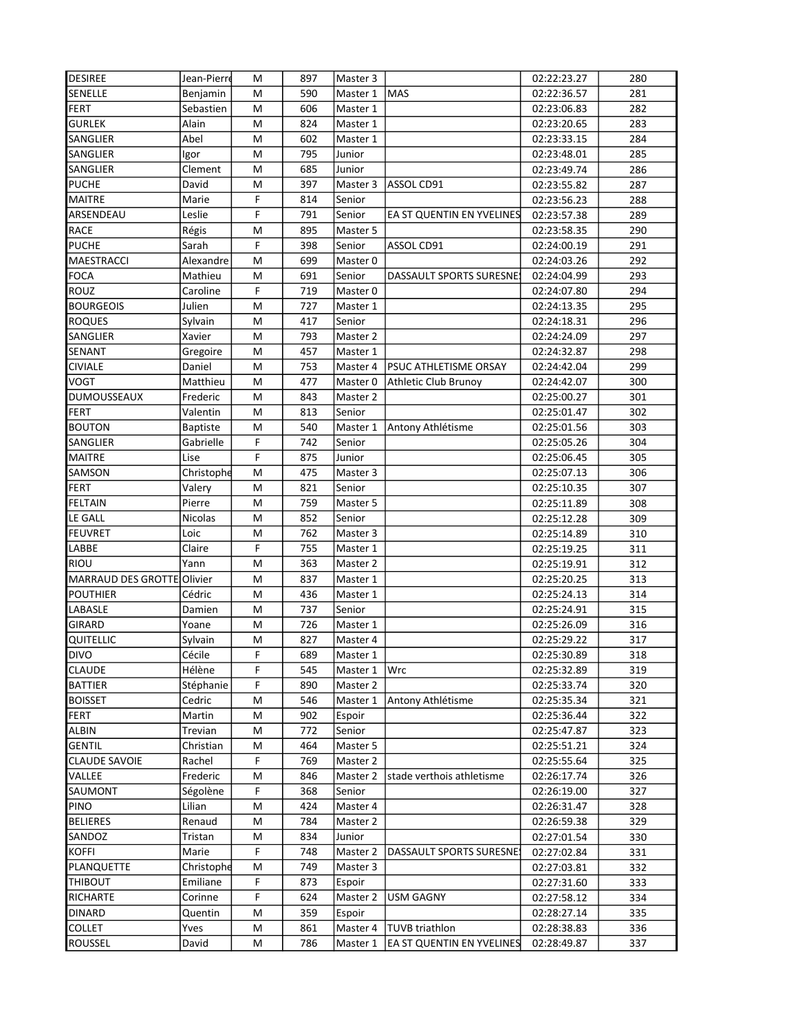| DESIREE | Jean-Pierre | M | 897 | Master 3 | | 02:22:23.27 | 280 |
|---|---|---|---|---|---|---|---|
| SENELLE | Benjamin | M | 590 | Master 1 | MAS | 02:22:36.57 | 281 |
| FERT | Sebastien | M | 606 | Master 1 | | 02:23:06.83 | 282 |
| GURLEK | Alain | M | 824 | Master 1 | | 02:23:20.65 | 283 |
| SANGLIER | Abel | M | 602 | Master 1 | | 02:23:33.15 | 284 |
| SANGLIER | Igor | M | 795 | Junior | | 02:23:48.01 | 285 |
| SANGLIER | Clement | M | 685 | Junior | | 02:23:49.74 | 286 |
| PUCHE | David | M | 397 | Master 3 | ASSOL CD91 | 02:23:55.82 | 287 |
| MAITRE | Marie | F | 814 | Senior | | 02:23:56.23 | 288 |
| ARSENDEAU | Leslie | F | 791 | Senior | EA ST QUENTIN EN YVELINES | 02:23:57.38 | 289 |
| RACE | Régis | M | 895 | Master 5 | | 02:23:58.35 | 290 |
| PUCHE | Sarah | F | 398 | Senior | ASSOL CD91 | 02:24:00.19 | 291 |
| MAESTRACCI | Alexandre | M | 699 | Master 0 | | 02:24:03.26 | 292 |
| FOCA | Mathieu | M | 691 | Senior | DASSAULT SPORTS SURESNES | 02:24:04.99 | 293 |
| ROUZ | Caroline | F | 719 | Master 0 | | 02:24:07.80 | 294 |
| BOURGEOIS | Julien | M | 727 | Master 1 | | 02:24:13.35 | 295 |
| ROQUES | Sylvain | M | 417 | Senior | | 02:24:18.31 | 296 |
| SANGLIER | Xavier | M | 793 | Master 2 | | 02:24:24.09 | 297 |
| SENANT | Gregoire | M | 457 | Master 1 | | 02:24:32.87 | 298 |
| CIVIALE | Daniel | M | 753 | Master 4 | PSUC ATHLETISME ORSAY | 02:24:42.04 | 299 |
| VOGT | Matthieu | M | 477 | Master 0 | Athletic Club Brunoy | 02:24:42.07 | 300 |
| DUMOUSSEAUX | Frederic | M | 843 | Master 2 | | 02:25:00.27 | 301 |
| FERT | Valentin | M | 813 | Senior | | 02:25:01.47 | 302 |
| BOUTON | Baptiste | M | 540 | Master 1 | Antony Athlétisme | 02:25:01.56 | 303 |
| SANGLIER | Gabrielle | F | 742 | Senior | | 02:25:05.26 | 304 |
| MAITRE | Lise | F | 875 | Junior | | 02:25:06.45 | 305 |
| SAMSON | Christophe | M | 475 | Master 3 | | 02:25:07.13 | 306 |
| FERT | Valery | M | 821 | Senior | | 02:25:10.35 | 307 |
| FELTAIN | Pierre | M | 759 | Master 5 | | 02:25:11.89 | 308 |
| LE GALL | Nicolas | M | 852 | Senior | | 02:25:12.28 | 309 |
| FEUVRET | Loic | M | 762 | Master 3 | | 02:25:14.89 | 310 |
| LABBE | Claire | F | 755 | Master 1 | | 02:25:19.25 | 311 |
| RIOU | Yann | M | 363 | Master 2 | | 02:25:19.91 | 312 |
| MARRAUD DES GROTTE | Olivier | M | 837 | Master 1 | | 02:25:20.25 | 313 |
| POUTHIER | Cédric | M | 436 | Master 1 | | 02:25:24.13 | 314 |
| LABASLE | Damien | M | 737 | Senior | | 02:25:24.91 | 315 |
| GIRARD | Yoane | M | 726 | Master 1 | | 02:25:26.09 | 316 |
| QUITELLIC | Sylvain | M | 827 | Master 4 | | 02:25:29.22 | 317 |
| DIVO | Cécile | F | 689 | Master 1 | | 02:25:30.89 | 318 |
| CLAUDE | Hélène | F | 545 | Master 1 | Wrc | 02:25:32.89 | 319 |
| BATTIER | Stéphanie | F | 890 | Master 2 | | 02:25:33.74 | 320 |
| BOISSET | Cedric | M | 546 | Master 1 | Antony Athlétisme | 02:25:35.34 | 321 |
| FERT | Martin | M | 902 | Espoir | | 02:25:36.44 | 322 |
| ALBIN | Trevian | M | 772 | Senior | | 02:25:47.87 | 323 |
| GENTIL | Christian | M | 464 | Master 5 | | 02:25:51.21 | 324 |
| CLAUDE SAVOIE | Rachel | F | 769 | Master 2 | | 02:25:55.64 | 325 |
| VALLEE | Frederic | M | 846 | Master 2 | stade verthois athletisme | 02:26:17.74 | 326 |
| SAUMONT | Ségolène | F | 368 | Senior | | 02:26:19.00 | 327 |
| PINO | Lilian | M | 424 | Master 4 | | 02:26:31.47 | 328 |
| BELIERES | Renaud | M | 784 | Master 2 | | 02:26:59.38 | 329 |
| SANDOZ | Tristan | M | 834 | Junior | | 02:27:01.54 | 330 |
| KOFFI | Marie | F | 748 | Master 2 | DASSAULT SPORTS SURESNES | 02:27:02.84 | 331 |
| PLANQUETTE | Christophe | M | 749 | Master 3 | | 02:27:03.81 | 332 |
| THIBOUT | Emiliane | F | 873 | Espoir | | 02:27:31.60 | 333 |
| RICHARTE | Corinne | F | 624 | Master 2 | USM GAGNY | 02:27:58.12 | 334 |
| DINARD | Quentin | M | 359 | Espoir | | 02:28:27.14 | 335 |
| COLLET | Yves | M | 861 | Master 4 | TUVB triathlon | 02:28:38.83 | 336 |
| ROUSSEL | David | M | 786 | Master 1 | EA ST QUENTIN EN YVELINES | 02:28:49.87 | 337 |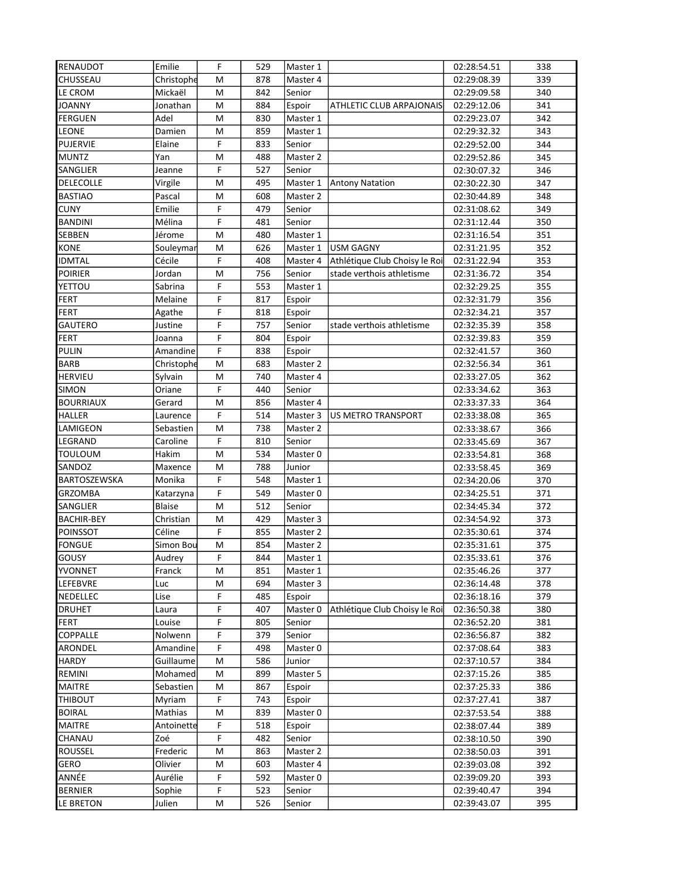| RENAUDOT | Emilie | F | 529 | Master 1 | | 02:28:54.51 | 338 |
|---|---|---|---|---|---|---|---|
| CHUSSEAU | Christophe | M | 878 | Master 4 | | 02:29:08.39 | 339 |
| LE CROM | Mickaël | M | 842 | Senior | | 02:29:09.58 | 340 |
| JOANNY | Jonathan | M | 884 | Espoir | ATHLETIC CLUB ARPAJONAIS | 02:29:12.06 | 341 |
| FERGUEN | Adel | M | 830 | Master 1 | | 02:29:23.07 | 342 |
| LEONE | Damien | M | 859 | Master 1 | | 02:29:32.32 | 343 |
| PUJERVIE | Elaine | F | 833 | Senior | | 02:29:52.00 | 344 |
| MUNTZ | Yan | M | 488 | Master 2 | | 02:29:52.86 | 345 |
| SANGLIER | Jeanne | F | 527 | Senior | | 02:30:07.32 | 346 |
| DELECOLLE | Virgile | M | 495 | Master 1 | Antony Natation | 02:30:22.30 | 347 |
| BASTIAO | Pascal | M | 608 | Master 2 | | 02:30:44.89 | 348 |
| CUNY | Emilie | F | 479 | Senior | | 02:31:08.62 | 349 |
| BANDINI | Mélina | F | 481 | Senior | | 02:31:12.44 | 350 |
| SEBBEN | Jérome | M | 480 | Master 1 | | 02:31:16.54 | 351 |
| KONE | Souleymar | M | 626 | Master 1 | USM GAGNY | 02:31:21.95 | 352 |
| IDMTAL | Cécile | F | 408 | Master 4 | Athlétique Club Choisy le Roi | 02:31:22.94 | 353 |
| POIRIER | Jordan | M | 756 | Senior | stade verthois athletisme | 02:31:36.72 | 354 |
| YETTOU | Sabrina | F | 553 | Master 1 | | 02:32:29.25 | 355 |
| FERT | Melaine | F | 817 | Espoir | | 02:32:31.79 | 356 |
| FERT | Agathe | F | 818 | Espoir | | 02:32:34.21 | 357 |
| GAUTERO | Justine | F | 757 | Senior | stade verthois athletisme | 02:32:35.39 | 358 |
| FERT | Joanna | F | 804 | Espoir | | 02:32:39.83 | 359 |
| PULIN | Amandine | F | 838 | Espoir | | 02:32:41.57 | 360 |
| BARB | Christophe | M | 683 | Master 2 | | 02:32:56.34 | 361 |
| HERVIEU | Sylvain | M | 740 | Master 4 | | 02:33:27.05 | 362 |
| SIMON | Oriane | F | 440 | Senior | | 02:33:34.62 | 363 |
| BOURRIAUX | Gerard | M | 856 | Master 4 | | 02:33:37.33 | 364 |
| HALLER | Laurence | F | 514 | Master 3 | US METRO TRANSPORT | 02:33:38.08 | 365 |
| LAMIGEON | Sebastien | M | 738 | Master 2 | | 02:33:38.67 | 366 |
| LEGRAND | Caroline | F | 810 | Senior | | 02:33:45.69 | 367 |
| TOULOUM | Hakim | M | 534 | Master 0 | | 02:33:54.81 | 368 |
| SANDOZ | Maxence | M | 788 | Junior | | 02:33:58.45 | 369 |
| BARTOSZEWSKA | Monika | F | 548 | Master 1 | | 02:34:20.06 | 370 |
| GRZOMBA | Katarzyna | F | 549 | Master 0 | | 02:34:25.51 | 371 |
| SANGLIER | Blaise | M | 512 | Senior | | 02:34:45.34 | 372 |
| BACHIR-BEY | Christian | M | 429 | Master 3 | | 02:34:54.92 | 373 |
| POINSSOT | Céline | F | 855 | Master 2 | | 02:35:30.61 | 374 |
| FONGUE | Simon Bou | M | 854 | Master 2 | | 02:35:31.61 | 375 |
| GOUSY | Audrey | F | 844 | Master 1 | | 02:35:33.61 | 376 |
| YVONNET | Franck | M | 851 | Master 1 | | 02:35:46.26 | 377 |
| LEFEBVRE | Luc | M | 694 | Master 3 | | 02:36:14.48 | 378 |
| NEDELLEC | Lise | F | 485 | Espoir | | 02:36:18.16 | 379 |
| DRUHET | Laura | F | 407 | Master 0 | Athlétique Club Choisy le Roi | 02:36:50.38 | 380 |
| FERT | Louise | F | 805 | Senior | | 02:36:52.20 | 381 |
| COPPALLE | Nolwenn | F | 379 | Senior | | 02:36:56.87 | 382 |
| ARONDEL | Amandine | F | 498 | Master 0 | | 02:37:08.64 | 383 |
| HARDY | Guillaume | M | 586 | Junior | | 02:37:10.57 | 384 |
| REMINI | Mohamed | M | 899 | Master 5 | | 02:37:15.26 | 385 |
| MAITRE | Sebastien | M | 867 | Espoir | | 02:37:25.33 | 386 |
| THIBOUT | Myriam | F | 743 | Espoir | | 02:37:27.41 | 387 |
| BOIRAL | Mathias | M | 839 | Master 0 | | 02:37:53.54 | 388 |
| MAITRE | Antoinette | F | 518 | Espoir | | 02:38:07.44 | 389 |
| CHANAU | Zoé | F | 482 | Senior | | 02:38:10.50 | 390 |
| ROUSSEL | Frederic | M | 863 | Master 2 | | 02:38:50.03 | 391 |
| GERO | Olivier | M | 603 | Master 4 | | 02:39:03.08 | 392 |
| ANNÉE | Aurélie | F | 592 | Master 0 | | 02:39:09.20 | 393 |
| BERNIER | Sophie | F | 523 | Senior | | 02:39:40.47 | 394 |
| LE BRETON | Julien | M | 526 | Senior | | 02:39:43.07 | 395 |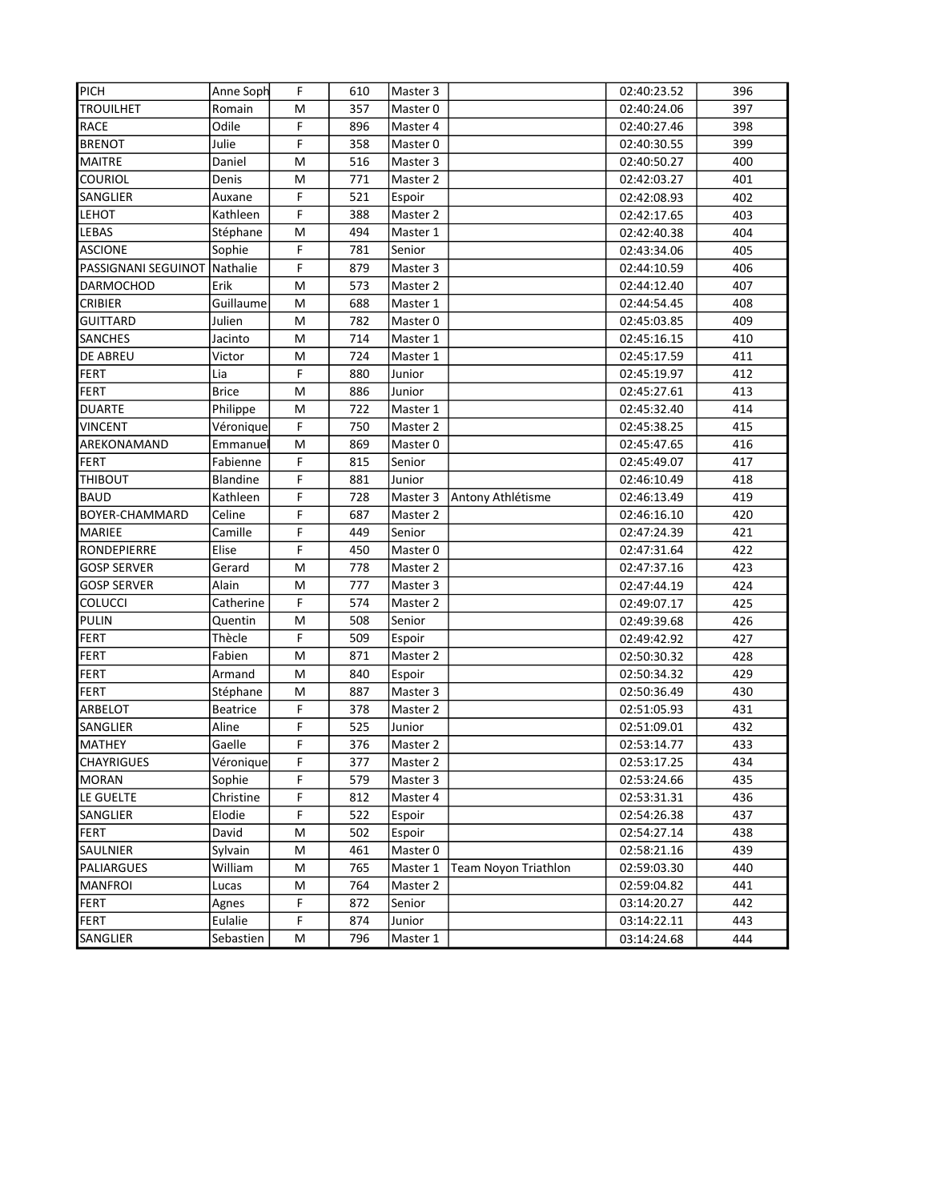| | | | | | | | |
|---|---|---|---|---|---|---|---|
| PICH | Anne Soph | F | 610 | Master 3 | | 02:40:23.52 | 396 |
| TROUILHET | Romain | M | 357 | Master 0 | | 02:40:24.06 | 397 |
| RACE | Odile | F | 896 | Master 4 | | 02:40:27.46 | 398 |
| BRENOT | Julie | F | 358 | Master 0 | | 02:40:30.55 | 399 |
| MAITRE | Daniel | M | 516 | Master 3 | | 02:40:50.27 | 400 |
| COURIOL | Denis | M | 771 | Master 2 | | 02:42:03.27 | 401 |
| SANGLIER | Auxane | F | 521 | Espoir | | 02:42:08.93 | 402 |
| LEHOT | Kathleen | F | 388 | Master 2 | | 02:42:17.65 | 403 |
| LEBAS | Stéphane | M | 494 | Master 1 | | 02:42:40.38 | 404 |
| ASCIONE | Sophie | F | 781 | Senior | | 02:43:34.06 | 405 |
| PASSIGNANI SEGUINOT | Nathalie | F | 879 | Master 3 | | 02:44:10.59 | 406 |
| DARMOCHOD | Erik | M | 573 | Master 2 | | 02:44:12.40 | 407 |
| CRIBIER | Guillaume | M | 688 | Master 1 | | 02:44:54.45 | 408 |
| GUITTARD | Julien | M | 782 | Master 0 | | 02:45:03.85 | 409 |
| SANCHES | Jacinto | M | 714 | Master 1 | | 02:45:16.15 | 410 |
| DE ABREU | Victor | M | 724 | Master 1 | | 02:45:17.59 | 411 |
| FERT | Lia | F | 880 | Junior | | 02:45:19.97 | 412 |
| FERT | Brice | M | 886 | Junior | | 02:45:27.61 | 413 |
| DUARTE | Philippe | M | 722 | Master 1 | | 02:45:32.40 | 414 |
| VINCENT | Véronique | F | 750 | Master 2 | | 02:45:38.25 | 415 |
| AREKONAMAND | Emmanuel | M | 869 | Master 0 | | 02:45:47.65 | 416 |
| FERT | Fabienne | F | 815 | Senior | | 02:45:49.07 | 417 |
| THIBOUT | Blandine | F | 881 | Junior | | 02:46:10.49 | 418 |
| BAUD | Kathleen | F | 728 | Master 3 | Antony Athlétisme | 02:46:13.49 | 419 |
| BOYER-CHAMMARD | Celine | F | 687 | Master 2 | | 02:46:16.10 | 420 |
| MARIEE | Camille | F | 449 | Senior | | 02:47:24.39 | 421 |
| RONDEPIERRE | Elise | F | 450 | Master 0 | | 02:47:31.64 | 422 |
| GOSP SERVER | Gerard | M | 778 | Master 2 | | 02:47:37.16 | 423 |
| GOSP SERVER | Alain | M | 777 | Master 3 | | 02:47:44.19 | 424 |
| COLUCCI | Catherine | F | 574 | Master 2 | | 02:49:07.17 | 425 |
| PULIN | Quentin | M | 508 | Senior | | 02:49:39.68 | 426 |
| FERT | Thècle | F | 509 | Espoir | | 02:49:42.92 | 427 |
| FERT | Fabien | M | 871 | Master 2 | | 02:50:30.32 | 428 |
| FERT | Armand | M | 840 | Espoir | | 02:50:34.32 | 429 |
| FERT | Stéphane | M | 887 | Master 3 | | 02:50:36.49 | 430 |
| ARBELOT | Beatrice | F | 378 | Master 2 | | 02:51:05.93 | 431 |
| SANGLIER | Aline | F | 525 | Junior | | 02:51:09.01 | 432 |
| MATHEY | Gaelle | F | 376 | Master 2 | | 02:53:14.77 | 433 |
| CHAYRIGUES | Véronique | F | 377 | Master 2 | | 02:53:17.25 | 434 |
| MORAN | Sophie | F | 579 | Master 3 | | 02:53:24.66 | 435 |
| LE GUELTE | Christine | F | 812 | Master 4 | | 02:53:31.31 | 436 |
| SANGLIER | Elodie | F | 522 | Espoir | | 02:54:26.38 | 437 |
| FERT | David | M | 502 | Espoir | | 02:54:27.14 | 438 |
| SAULNIER | Sylvain | M | 461 | Master 0 | | 02:58:21.16 | 439 |
| PALIARGUES | William | M | 765 | Master 1 | Team Noyon Triathlon | 02:59:03.30 | 440 |
| MANFROI | Lucas | M | 764 | Master 2 | | 02:59:04.82 | 441 |
| FERT | Agnes | F | 872 | Senior | | 03:14:20.27 | 442 |
| FERT | Eulalie | F | 874 | Junior | | 03:14:22.11 | 443 |
| SANGLIER | Sebastien | M | 796 | Master 1 | | 03:14:24.68 | 444 |